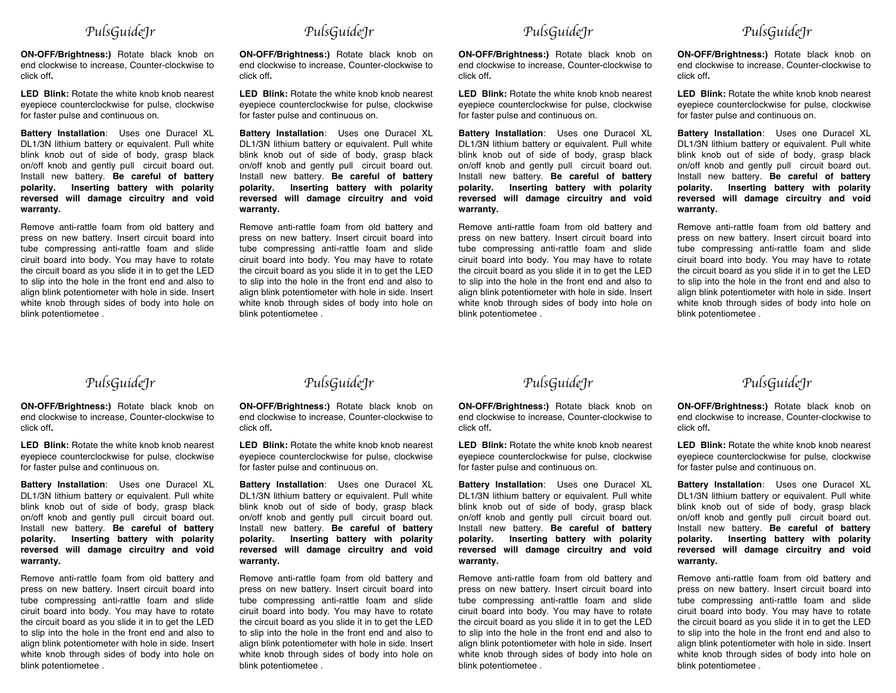## PulsGuideJr

**ON-OFF/Brightness:)** Rotate black knob on end clockwise to increase, Counter-clockwise to click off**.**

**LED Blink:** Rotate the white knob knob nearest eyepiece counterclockwise for pulse, clockwise for faster pulse and continuous on.

**Battery Installation**: Uses one Duracel XL DL1/3N lithium battery or equivalent. Pull white blink knob out of side of body, grasp black on/off knob and gently pull circuit board out. Install new battery. **Be careful of battery polarity. Inserting battery with polarity reversed will damage circuitry and void warranty.**

Remove anti-rattle foam from old battery and press on new battery. Insert circuit board into tube compressing anti-rattle foam and slide ciruit board into body. You may have to rotate the circuit board as you slide it in to get the LED to slip into the hole in the front end and also to align blink potentiometer with hole in side. Insert white knob through sides of body into hole on blink potentiometee .

## PulsGuideJr

**ON-OFF/Brightness:)** Rotate black knob on end clockwise to increase, Counter-clockwise to click off**.**

**LED Blink:** Rotate the white knob knob nearest eyepiece counterclockwise for pulse, clockwise for faster pulse and continuous on.

**Battery Installation**: Uses one Duracel XL DL1/3N lithium battery or equivalent. Pull white blink knob out of side of body, grasp black on/off knob and gently pull circuit board out. Install new battery. **Be careful of battery polarity. Inserting battery with polarity reversed will damage circuitry and void warranty.**

Remove anti-rattle foam from old battery and press on new battery. Insert circuit board into tube compressing anti-rattle foam and slide ciruit board into body. You may have to rotate the circuit board as you slide it in to get the LED to slip into the hole in the front end and also to align blink potentiometer with hole in side. Insert white knob through sides of body into hole on blink potentiometee .

## PulsGuideJr

**ON-OFF/Brightness:)** Rotate black knob on end clockwise to increase, Counter-clockwise to click off**.**

**LED Blink:** Rotate the white knob knob nearest eyepiece counterclockwise for pulse, clockwise for faster pulse and continuous on.

**Battery Installation**: Uses one Duracel XL DL1/3N lithium battery or equivalent. Pull white blink knob out of side of body, grasp black on/off knob and gently pull circuit board out. Install new battery. **Be careful of battery polarity. Inserting battery with polarity reversed will damage circuitry and void warranty.**

Remove anti-rattle foam from old battery and press on new battery. Insert circuit board into tube compressing anti-rattle foam and slide ciruit board into body. You may have to rotate the circuit board as you slide it in to get the LED to slip into the hole in the front end and also to align blink potentiometer with hole in side. Insert white knob through sides of body into hole on blink potentiometee .

## PulsGuideJr

**ON-OFF/Brightness:)** Rotate black knob on end clockwise to increase, Counter-clockwise to click off**.**

**LED Blink:** Rotate the white knob knob nearest eyepiece counterclockwise for pulse, clockwise for faster pulse and continuous on.

**Battery Installation**: Uses one Duracel XL DL1/3N lithium battery or equivalent. Pull white blink knob out of side of body, grasp black on/off knob and gently pull circuit board out. Install new battery. **Be careful of battery polarity. Inserting battery with polarity reversed will damage circuitry and void warranty.**

Remove anti-rattle foam from old battery and press on new battery. Insert circuit board into tube compressing anti-rattle foam and slide ciruit board into body. You may have to rotate the circuit board as you slide it in to get the LED to slip into the hole in the front end and also to align blink potentiometer with hole in side. Insert white knob through sides of body into hole on blink potentiometee .

## PulsGuideJr

**ON-OFF/Brightness:)** Rotate black knob on end clockwise to increase, Counter-clockwise to click off**.**

**LED Blink:** Rotate the white knob knob nearest eyepiece counterclockwise for pulse, clockwise for faster pulse and continuous on.

**Battery Installation**: Uses one Duracel XL DL1/3N lithium battery or equivalent. Pull white blink knob out of side of body, grasp black on/off knob and gently pull circuit board out. Install new battery. **Be careful of battery polarity. Inserting battery with polarity reversed will damage circuitry and void warranty.**

Remove anti-rattle foam from old battery and press on new battery. Insert circuit board into tube compressing anti-rattle foam and slide ciruit board into body. You may have to rotate the circuit board as you slide it in to get the LED to slip into the hole in the front end and also to align blink potentiometer with hole in side. Insert white knob through sides of body into hole on blink potentiometee .

## PulsGuideJr

**ON-OFF/Brightness:)** Rotate black knob on end clockwise to increase, Counter-clockwise to click off**.**

**LED Blink:** Rotate the white knob knob nearest eyepiece counterclockwise for pulse, clockwise for faster pulse and continuous on.

**Battery Installation**: Uses one Duracel XL DL1/3N lithium battery or equivalent. Pull white blink knob out of side of body, grasp black on/off knob and gently pull circuit board out. Install new battery. **Be careful of battery polarity. Inserting battery with polarity reversed will damage circuitry and void warranty.**

Remove anti-rattle foam from old battery and press on new battery. Insert circuit board into tube compressing anti-rattle foam and slide ciruit board into body. You may have to rotate the circuit board as you slide it in to get the LED to slip into the hole in the front end and also to align blink potentiometer with hole in side. Insert white knob through sides of body into hole on blink potentiometee .

## PulsGuideJr

**ON-OFF/Brightness:)** Rotate black knob on end clockwise to increase, Counter-clockwise to click off**.**

**LED Blink:** Rotate the white knob knob nearest eyepiece counterclockwise for pulse, clockwise for faster pulse and continuous on.

**Battery Installation**: Uses one Duracel XL DL1/3N lithium battery or equivalent. Pull white blink knob out of side of body, grasp black on/off knob and gently pull circuit board out. Install new battery. **Be careful of battery polarity. Inserting battery with polarity reversed will damage circuitry and void warranty.**

Remove anti-rattle foam from old battery and press on new battery. Insert circuit board into tube compressing anti-rattle foam and slide ciruit board into body. You may have to rotate the circuit board as you slide it in to get the LED to slip into the hole in the front end and also to align blink potentiometer with hole in side. Insert white knob through sides of body into hole on blink potentiometee .

## PulsGuideJr

**ON-OFF/Brightness:)** Rotate black knob on end clockwise to increase, Counter-clockwise to click off**.**

**LED Blink:** Rotate the white knob knob nearest eyepiece counterclockwise for pulse, clockwise for faster pulse and continuous on.

**Battery Installation**: Uses one Duracel XL DL1/3N lithium battery or equivalent. Pull white blink knob out of side of body, grasp black on/off knob and gently pull circuit board out. Install new battery. **Be careful of battery polarity. Inserting battery with polarity reversed will damage circuitry and void warranty.**

Remove anti-rattle foam from old battery and press on new battery. Insert circuit board into tube compressing anti-rattle foam and slide ciruit board into body. You may have to rotate the circuit board as you slide it in to get the LED to slip into the hole in the front end and also to align blink potentiometer with hole in side. Insert white knob through sides of body into hole on blink potentiometee .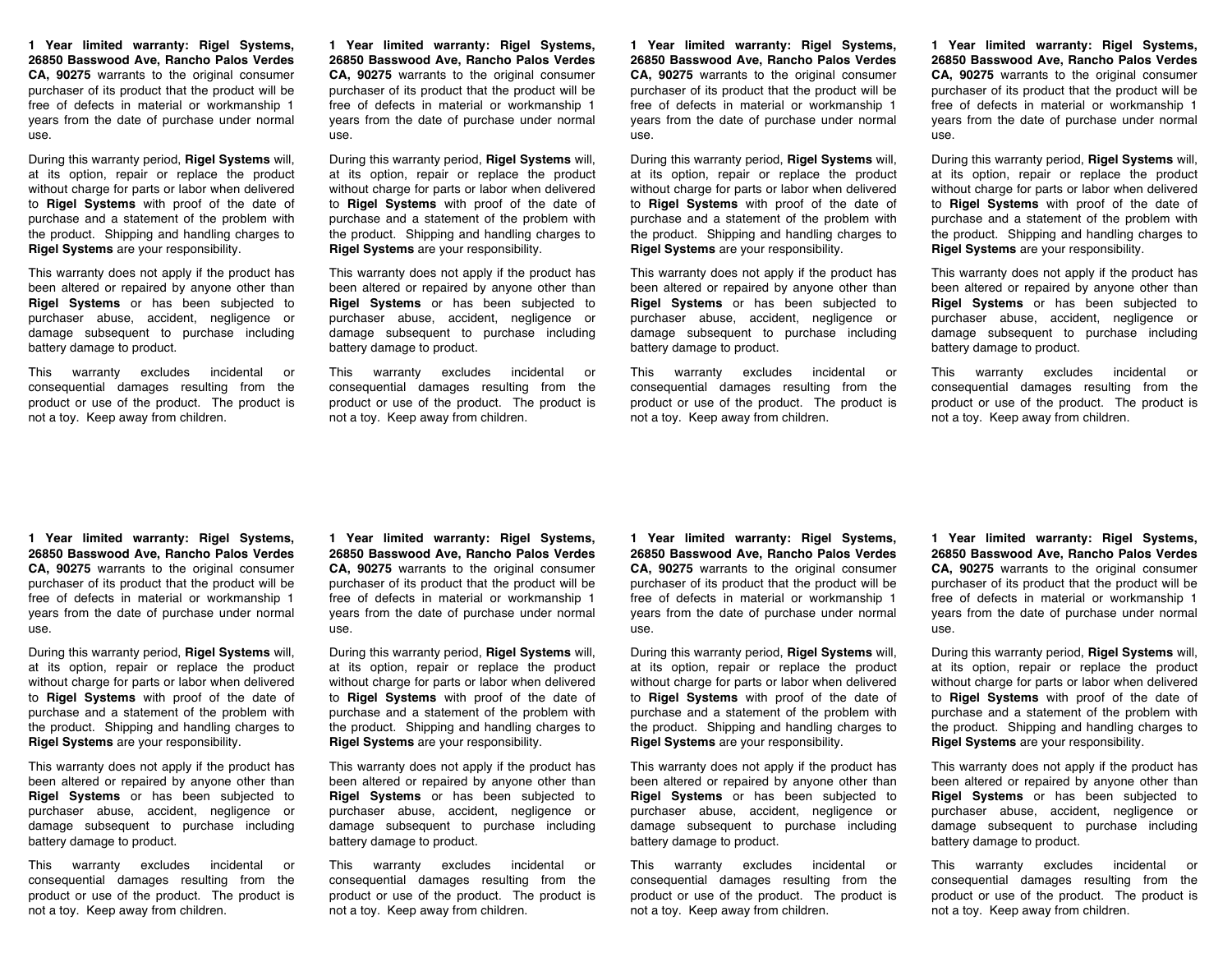**1 Year limited warranty: Rigel Systems, 26850 Basswood Ave, Rancho Palos Verdes CA, 90275** warrants to the original consumer purchaser of its product that the product will be free of defects in material or workmanship 1 years from the date of purchase under normal use.

During this warranty period, **Rigel Systems** will, at its option, repair or replace the product without charge for parts or labor when delivered to **Rigel Systems** with proof of the date of purchase and a statement of the problem with the product. Shipping and handling charges to **Rigel Systems** are your responsibility.

This warranty does not apply if the product has been altered or repaired by anyone other than **Rigel Systems** or has been subjected to purchaser abuse, accident, negligence or damage subsequent to purchase including battery damage to product.

This warranty excludes incidental or consequential damages resulting from the product or use of the product. The product is not a toy. Keep away from children.

**1 Year limited warranty: Rigel Systems, 26850 Basswood Ave, Rancho Palos Verdes CA, 90275** warrants to the original consumer purchaser of its product that the product will be free of defects in material or workmanship 1 years from the date of purchase under normal use.

During this warranty period, **Rigel Systems** will, at its option, repair or replace the product without charge for parts or labor when delivered to **Rigel Systems** with proof of the date of purchase and a statement of the problem with the product. Shipping and handling charges to **Rigel Systems** are your responsibility.

This warranty does not apply if the product has been altered or repaired by anyone other than **Rigel Systems** or has been subjected to purchaser abuse, accident, negligence or damage subsequent to purchase including battery damage to product.

This warranty excludes incidental or consequential damages resulting from the product or use of the product. The product is not a toy. Keep away from children.

**1 Year limited warranty: Rigel Systems, 26850 Basswood Ave, Rancho Palos Verdes CA, 90275** warrants to the original consumer purchaser of its product that the product will be free of defects in material or workmanship 1 years from the date of purchase under normal use.

During this warranty period, **Rigel Systems** will, at its option, repair or replace the product without charge for parts or labor when delivered to **Rigel Systems** with proof of the date of purchase and a statement of the problem with the product. Shipping and handling charges to **Rigel Systems** are your responsibility.

This warranty does not apply if the product has been altered or repaired by anyone other than **Rigel Systems** or has been subjected to purchaser abuse, accident, negligence or damage subsequent to purchase including battery damage to product.

This warranty excludes incidental or consequential damages resulting from the product or use of the product. The product is not a toy. Keep away from children.

**1 Year limited warranty: Rigel Systems, 26850 Basswood Ave, Rancho Palos Verdes CA, 90275** warrants to the original consumer purchaser of its product that the product will be free of defects in material or workmanship 1 years from the date of purchase under normal use.

During this warranty period, **Rigel Systems** will, at its option, repair or replace the product without charge for parts or labor when delivered to **Rigel Systems** with proof of the date of purchase and a statement of the problem with the product. Shipping and handling charges to **Rigel Systems** are your responsibility.

This warranty does not apply if the product has been altered or repaired by anyone other than **Rigel Systems** or has been subjected to purchaser abuse, accident, negligence or damage subsequent to purchase including battery damage to product.

This warranty excludes incidental or consequential damages resulting from the product or use of the product. The product is not a toy. Keep away from children.

**1 Year limited warranty: Rigel Systems, 26850 Basswood Ave, Rancho Palos Verdes CA, 90275** warrants to the original consumer purchaser of its product that the product will be free of defects in material or workmanship 1 years from the date of purchase under normal use.

During this warranty period, **Rigel Systems** will, at its option, repair or replace the product without charge for parts or labor when delivered to **Rigel Systems** with proof of the date of purchase and a statement of the problem with the product. Shipping and handling charges to **Rigel Systems** are your responsibility.

This warranty does not apply if the product has been altered or repaired by anyone other than **Rigel Systems** or has been subjected to purchaser abuse, accident, negligence or damage subsequent to purchase including battery damage to product.

This warranty excludes incidental or consequential damages resulting from the product or use of the product. The product is not a toy. Keep away from children.

**1 Year limited warranty: Rigel Systems, 26850 Basswood Ave, Rancho Palos Verdes CA, 90275** warrants to the original consumer purchaser of its product that the product will be free of defects in material or workmanship 1 years from the date of purchase under normal use.

During this warranty period, **Rigel Systems** will, at its option, repair or replace the product without charge for parts or labor when delivered to **Rigel Systems** with proof of the date of purchase and a statement of the problem with the product. Shipping and handling charges to **Rigel Systems** are your responsibility.

This warranty does not apply if the product has been altered or repaired by anyone other than **Rigel Systems** or has been subjected to purchaser abuse, accident, negligence or damage subsequent to purchase including battery damage to product.

This warranty excludes incidental or consequential damages resulting from the product or use of the product. The product is not a toy. Keep away from children.

**1 Year limited warranty: Rigel Systems, 26850 Basswood Ave, Rancho Palos Verdes CA, 90275** warrants to the original consumer purchaser of its product that the product will be free of defects in material or workmanship 1 years from the date of purchase under normal use.

During this warranty period, **Rigel Systems** will, at its option, repair or replace the product without charge for parts or labor when delivered to **Rigel Systems** with proof of the date of purchase and a statement of the problem with the product. Shipping and handling charges to **Rigel Systems** are your responsibility.

This warranty does not apply if the product has been altered or repaired by anyone other than **Rigel Systems** or has been subjected to purchaser abuse, accident, negligence or damage subsequent to purchase including battery damage to product.

This warranty excludes incidental or consequential damages resulting from the product or use of the product. The product is not a toy. Keep away from children.

**1 Year limited warranty: Rigel Systems, 26850 Basswood Ave, Rancho Palos Verdes CA, 90275** warrants to the original consumer purchaser of its product that the product will be free of defects in material or workmanship 1 years from the date of purchase under normal use.

During this warranty period, **Rigel Systems** will, at its option, repair or replace the product without charge for parts or labor when delivered to **Rigel Systems** with proof of the date of purchase and a statement of the problem with the product. Shipping and handling charges to **Rigel Systems** are your responsibility.

This warranty does not apply if the product has been altered or repaired by anyone other than **Rigel Systems** or has been subjected to purchaser abuse, accident, negligence or damage subsequent to purchase including battery damage to product.

This warranty excludes incidental or consequential damages resulting from the product or use of the product. The product is not a toy. Keep away from children.